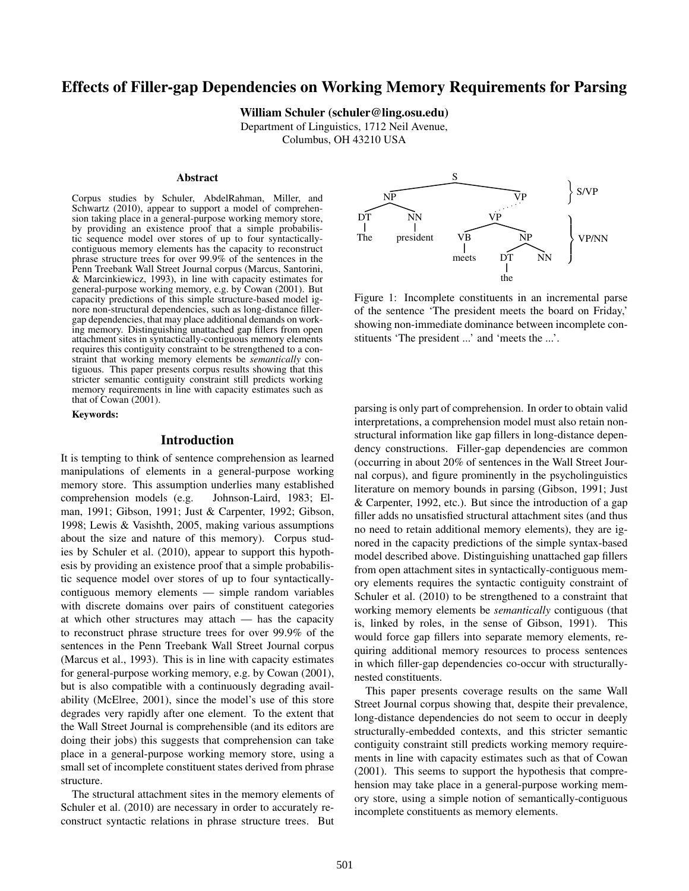# Effects of Filler-gap Dependencies on Working Memory Requirements for Parsing

**William Schuler (schuler@ling.osu.edu)**
Department of Linguistics, 1712 Neil Avenue,
Columbus, OH 43210 USA

## Abstract

Corpus studies by Schuler, AbdelRahman, Miller, and Schwartz (2010), appear to support a model of comprehension taking place in a general-purpose working memory store, by providing an existence proof that a simple probabilistic sequence model over stores of up to four syntactically-contiguous memory elements has the capacity to reconstruct phrase structure trees for over 99.9% of the sentences in the Penn Treebank Wall Street Journal corpus (Marcus, Santorini, & Marcinkiewicz, 1993), in line with capacity estimates for general-purpose working memory, e.g. by Cowan (2001). But capacity predictions of this simple structure-based model ignore non-structural dependencies, such as long-distance filler-gap dependencies, that may place additional demands on working memory. Distinguishing unattached gap fillers from open attachment sites in syntactically-contiguous memory elements requires this contiguity constraint to be strengthened to a constraint that working memory elements be *semantically* contiguous. This paper presents corpus results showing that this stricter semantic contiguity constraint still predicts working memory requirements in line with capacity estimates such as that of Cowan (2001).

**Keywords:**

## Introduction

It is tempting to think of sentence comprehension as learned manipulations of elements in a general-purpose working memory store. This assumption underlies many established comprehension models (e.g. Johnson-Laird, 1983; Elman, 1991; Gibson, 1991; Just & Carpenter, 1992; Gibson, 1998; Lewis & Vasishth, 2005, making various assumptions about the size and nature of this memory). Corpus studies by Schuler et al. (2010), appear to support this hypothesis by providing an existence proof that a simple probabilistic sequence model over stores of up to four syntactically-contiguous memory elements — simple random variables with discrete domains over pairs of constituent categories at which other structures may attach — has the capacity to reconstruct phrase structure trees for over 99.9% of the sentences in the Penn Treebank Wall Street Journal corpus (Marcus et al., 1993). This is in line with capacity estimates for general-purpose working memory, e.g. by Cowan (2001), but is also compatible with a continuously degrading availability (McElree, 2001), since the model's use of this store degrades very rapidly after one element. To the extent that the Wall Street Journal is comprehensible (and its editors are doing their jobs) this suggests that comprehension can take place in a general-purpose working memory store, using a small set of incomplete constituent states derived from phrase structure.

The structural attachment sites in the memory elements of Schuler et al. (2010) are necessary in order to accurately reconstruct syntactic relations in phrase structure trees. But parsing is only part of comprehension. In order to obtain valid interpretations, a comprehension model must also retain non-structural information like gap fillers in long-distance dependency constructions. Filler-gap dependencies are common (occurring in about 20% of sentences in the Wall Street Journal corpus), and figure prominently in the psycholinguistics literature on memory bounds in parsing (Gibson, 1991; Just & Carpenter, 1992, etc.). But since the introduction of a gap filler adds no unsatisfied structural attachment sites (and thus no need to retain additional memory elements), they are ignored in the capacity predictions of the simple syntax-based model described above. Distinguishing unattached gap fillers from open attachment sites in syntactically-contiguous memory elements requires the syntactic contiguity constraint of Schuler et al. (2010) to be strengthened to a constraint that working memory elements be *semantically* contiguous (that is, linked by roles, in the sense of Gibson, 1991). This would force gap fillers into separate memory elements, requiring additional memory resources to process sentences in which filler-gap dependencies co-occur with structurally-nested constituents.

This paper presents coverage results on the same Wall Street Journal corpus showing that, despite their prevalence, long-distance dependencies do not seem to occur in deeply structurally-embedded contexts, and this stricter semantic contiguity constraint still predicts working memory requirements in line with capacity estimates such as that of Cowan (2001). This seems to support the hypothesis that comprehension may take place in a general-purpose working memory store, using a simple notion of semantically-contiguous incomplete constituents as memory elements.

```
                    S
        ___________|___________
       NP                      VP      } S/VP
     __|__                  .
    DT    NN               VP
    |     |            ____|____
   The  president     VB        NP      } VP/NN
                      |       __|__
                    meets    DT    NN
                             |
                            the
```

Figure 1: Incomplete constituents in an incremental parse of the sentence 'The president meets the board on Friday,' showing non-immediate dominance between incomplete constituents 'The president ...' and 'meets the ...'.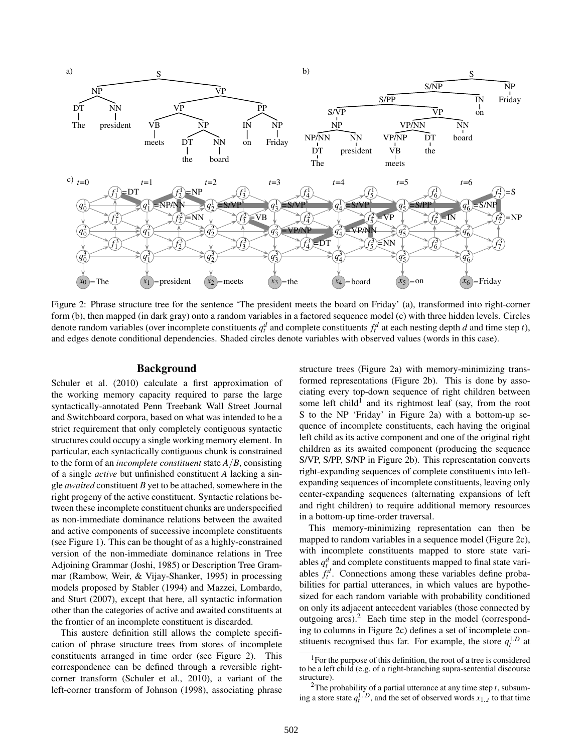Figure 2: Phrase structure tree for the sentence 'The president meets the board on Friday' (a), transformed into right-corner form (b), then mapped (in dark gray) onto a random variables in a factored sequence model (c) with three hidden levels. Circles denote random variables (over incomplete constituents $q_t^d$ and complete constituents $f_t^d$ at each nesting depth $d$ and time step $t$), and edges denote conditional dependencies. Shaded circles denote variables with observed values (words in this case).

## Background

Schuler et al. (2010) calculate a first approximation of the working memory capacity required to parse the large syntactically-annotated Penn Treebank Wall Street Journal and Switchboard corpora, based on what was intended to be a strict requirement that only completely contiguous syntactic structures could occupy a single working memory element. In particular, each syntactically contiguous chunk is constrained to the form of an *incomplete constituent* state $A/B$, consisting of a single *active* but unfinished constituent $A$ lacking a single *awaited* constituent $B$ yet to be attached, somewhere in the right progeny of the active constituent. Syntactic relations between these incomplete constituent chunks are underspecified as non-immediate dominance relations between the awaited and active components of successive incomplete constituents (see Figure 1). This can be thought of as a highly-constrained version of the non-immediate dominance relations in Tree Adjoining Grammar (Joshi, 1985) or Description Tree Grammar (Rambow, Weir, & Vijay-Shanker, 1995) in processing models proposed by Stabler (1994) and Mazzei, Lombardo, and Sturt (2007), except that here, all syntactic information other than the categories of active and awaited constituents at the frontier of an incomplete constituent is discarded.

This austere definition still allows the complete specification of phrase structure trees from stores of incomplete constituents arranged in time order (see Figure 2). This correspondence can be defined through a reversible right-corner transform (Schuler et al., 2010), a variant of the left-corner transform of Johnson (1998), associating phrase structure trees (Figure 2a) with memory-minimizing transformed representations (Figure 2b). This is done by associating every top-down sequence of right children between some left child[1] and its rightmost leaf (say, from the root S to the NP 'Friday' in Figure 2a) with a bottom-up sequence of incomplete constituents, each having the original left child as its active component and one of the original right children as its awaited component (producing the sequence S/VP, S/PP, S/NP in Figure 2b). This representation converts right-expanding sequences of complete constituents into left-expanding sequences of incomplete constituents, leaving only center-expanding sequences (alternating expansions of left and right children) to require additional memory resources in a bottom-up time-order traversal.

This memory-minimizing representation can then be mapped to random variables in a sequence model (Figure 2c), with incomplete constituents mapped to store state variables $q_t^d$ and complete constituents mapped to final state variables $f_t^d$. Connections among these variables define probabilities for partial utterances, in which values are hypothesized for each random variable with probability conditioned on only its adjacent antecedent variables (those connected by outgoing arcs).[2] Each time step in the model (corresponding to columns in Figure 2c) defines a set of incomplete constituents recognised thus far. For example, the store $q_t^{1..D}$ at

[1] For the purpose of this definition, the root of a tree is considered to be a left child (e.g. of a right-branching supra-sentential discourse structure).

[2] The probability of a partial utterance at any time step $t$, subsuming a store state $q_t^{1..D}$, and the set of observed words $x_{1..t}$ to that time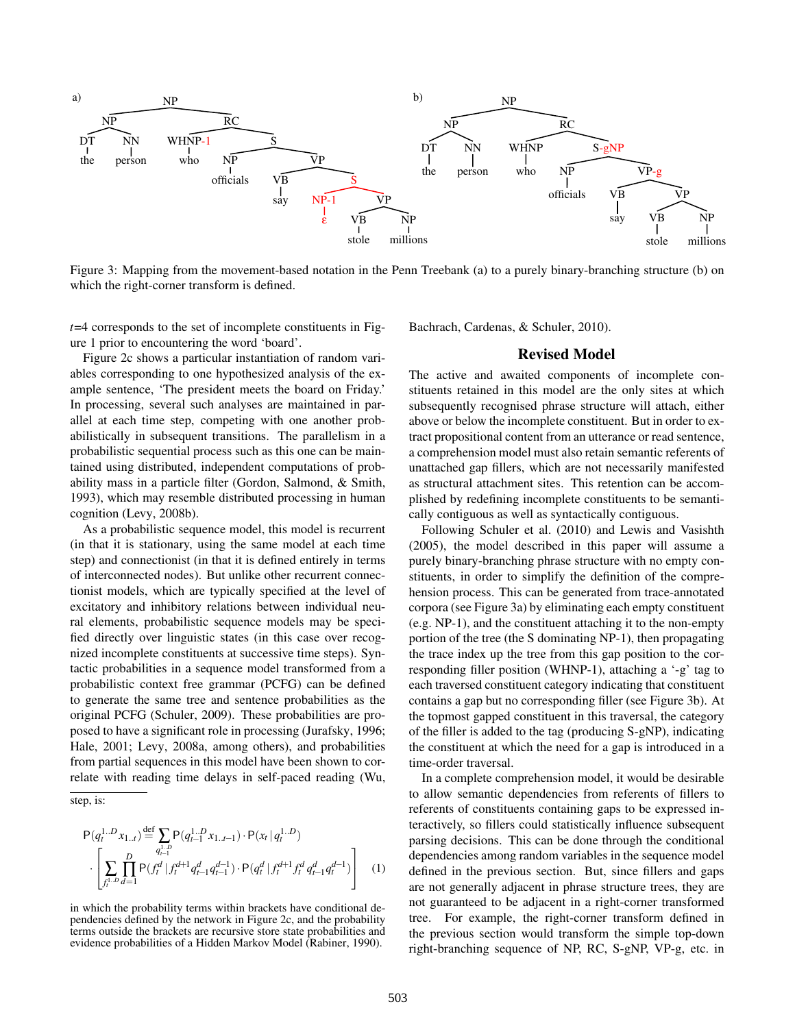Figure 3: Mapping from the movement-based notation in the Penn Treebank (a) to a purely binary-branching structure (b) on which the right-corner transform is defined.

$t$=4 corresponds to the set of incomplete constituents in Figure 1 prior to encountering the word 'board'.

Figure 2c shows a particular instantiation of random variables corresponding to one hypothesized analysis of the example sentence, 'The president meets the board on Friday.' In processing, several such analyses are maintained in parallel at each time step, competing with one another probabilistically in subsequent transitions. The parallelism in a probabilistic sequential process such as this one can be maintained using distributed, independent computations of probability mass in a particle filter (Gordon, Salmond, & Smith, 1993), which may resemble distributed processing in human cognition (Levy, 2008b).

As a probabilistic sequence model, this model is recurrent (in that it is stationary, using the same model at each time step) and connectionist (in that it is defined entirely in terms of interconnected nodes). But unlike other recurrent connectionist models, which are typically specified at the level of excitatory and inhibitory relations between individual neural elements, probabilistic sequence models may be specified directly over linguistic states (in this case over recognized incomplete constituents at successive time steps). Syntactic probabilities in a sequence model transformed from a probabilistic context free grammar (PCFG) can be defined to generate the same tree and sentence probabilities as the original PCFG (Schuler, 2009). These probabilities are proposed to have a significant role in processing (Jurafsky, 1996; Hale, 2001; Levy, 2008a, among others), and probabilities from partial sequences in this model have been shown to correlate with reading time delays in self-paced reading (Wu, Bachrach, Cardenas, & Schuler, 2010).

step, is:

$$\mathsf{P}(q_t^{1..D}\, x_{1..t}) \stackrel{\text{def}}{=} \sum_{q_{t-1}^{1..D}} \mathsf{P}(q_{t-1}^{1..D}\, x_{1..t-1}) \cdot \mathsf{P}(x_t \,|\, q_t^{1..D}) \cdot \left[ \sum_{f_t^{1..D}} \prod_{d=1}^{D} \mathsf{P}(f_t^d \,|\, f_t^{d+1} q_{t-1}^d q_{t-1}^{d-1}) \cdot \mathsf{P}(q_t^d \,|\, f_t^{d+1} f_t^d\, q_{t-1}^d q_t^{d-1}) \right] \quad (1)$$

in which the probability terms within brackets have conditional dependencies defined by the network in Figure 2c, and the probability terms outside the brackets are recursive store state probabilities and evidence probabilities of a Hidden Markov Model (Rabiner, 1990).

## Revised Model

The active and awaited components of incomplete constituents retained in this model are the only sites at which subsequently recognised phrase structure will attach, either above or below the incomplete constituent. But in order to extract propositional content from an utterance or read sentence, a comprehension model must also retain semantic referents of unattached gap fillers, which are not necessarily manifested as structural attachment sites. This retention can be accomplished by redefining incomplete constituents to be semantically contiguous as well as syntactically contiguous.

Following Schuler et al. (2010) and Lewis and Vasishth (2005), the model described in this paper will assume a purely binary-branching phrase structure with no empty constituents, in order to simplify the definition of the comprehension process. This can be generated from trace-annotated corpora (see Figure 3a) by eliminating each empty constituent (e.g. NP-1), and the constituent attaching it to the non-empty portion of the tree (the S dominating NP-1), then propagating the trace index up the tree from this gap position to the corresponding filler position (WHNP-1), attaching a '-g' tag to each traversed constituent category indicating that constituent contains a gap but no corresponding filler (see Figure 3b). At the topmost gapped constituent in this traversal, the category of the filler is added to the tag (producing S-gNP), indicating the constituent at which the need for a gap is introduced in a time-order traversal.

In a complete comprehension model, it would be desirable to allow semantic dependencies from referents of fillers to referents of constituents containing gaps to be expressed interactively, so fillers could statistically influence subsequent parsing decisions. This can be done through the conditional dependencies among random variables in the sequence model defined in the previous section. But, since fillers and gaps are not generally adjacent in phrase structure trees, they are not guaranteed to be adjacent in a right-corner transformed tree. For example, the right-corner transform defined in the previous section would transform the simple top-down right-branching sequence of NP, RC, S-gNP, VP-g, etc. in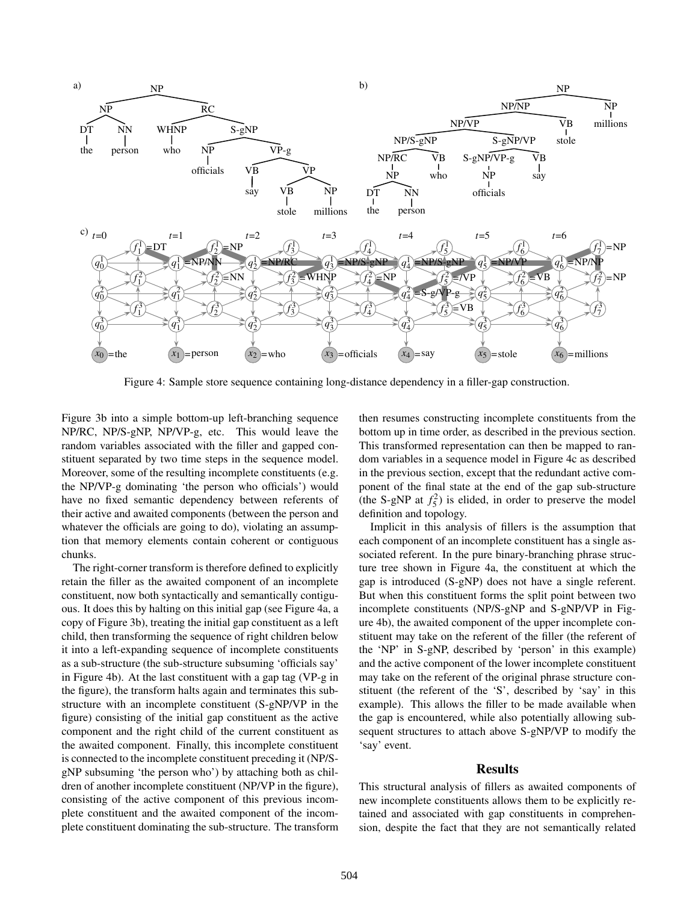Figure 4: Sample store sequence containing long-distance dependency in a filler-gap construction.

Figure 3b into a simple bottom-up left-branching sequence NP/RC, NP/S-gNP, NP/VP-g, etc. This would leave the random variables associated with the filler and gapped constituent separated by two time steps in the sequence model. Moreover, some of the resulting incomplete constituents (e.g. the NP/VP-g dominating 'the person who officials') would have no fixed semantic dependency between referents of their active and awaited components (between the person and whatever the officials are going to do), violating an assumption that memory elements contain coherent or contiguous chunks.

The right-corner transform is therefore defined to explicitly retain the filler as the awaited component of an incomplete constituent, now both syntactically and semantically contiguous. It does this by halting on this initial gap (see Figure 4a, a copy of Figure 3b), treating the initial gap constituent as a left child, then transforming the sequence of right children below it into a left-expanding sequence of incomplete constituents as a sub-structure (the sub-structure subsuming 'officials say' in Figure 4b). At the last constituent with a gap tag (VP-g in the figure), the transform halts again and terminates this sub-structure with an incomplete constituent (S-gNP/VP in the figure) consisting of the initial gap constituent as the active component and the right child of the current constituent as the awaited component. Finally, this incomplete constituent is connected to the incomplete constituent preceding it (NP/S-gNP subsuming 'the person who') by attaching both as children of another incomplete constituent (NP/VP in the figure), consisting of the active component of this previous incomplete constituent and the awaited component of the incomplete constituent dominating the sub-structure. The transform then resumes constructing incomplete constituents from the bottom up in time order, as described in the previous section. This transformed representation can then be mapped to random variables in a sequence model in Figure 4c as described in the previous section, except that the redundant active component of the final state at the end of the gap sub-structure (the S-gNP at $f_5^2$) is elided, in order to preserve the model definition and topology.

Implicit in this analysis of fillers is the assumption that each component of an incomplete constituent has a single associated referent. In the pure binary-branching phrase structure tree shown in Figure 4a, the constituent at which the gap is introduced (S-gNP) does not have a single referent. But when this constituent forms the split point between two incomplete constituents (NP/S-gNP and S-gNP/VP in Figure 4b), the awaited component of the upper incomplete constituent may take on the referent of the filler (the referent of the 'NP' in S-gNP, described by 'person' in this example) and the active component of the lower incomplete constituent may take on the referent of the original phrase structure constituent (the referent of the 'S', described by 'say' in this example). This allows the filler to be made available when the gap is encountered, while also potentially allowing subsequent structures to attach above S-gNP/VP to modify the 'say' event.

## Results

This structural analysis of fillers as awaited components of new incomplete constituents allows them to be explicitly retained and associated with gap constituents in comprehension, despite the fact that they are not semantically related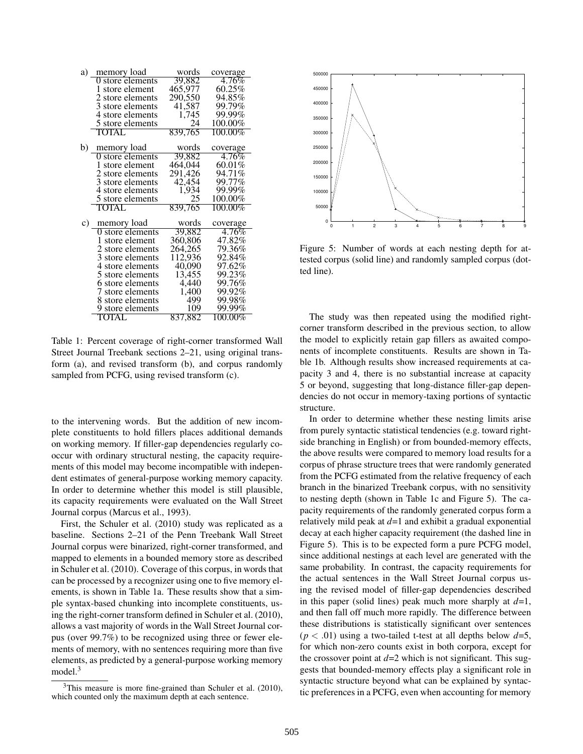a)

| memory load | words | coverage |
|---|---|---|
| 0 store elements | 39,882 | 4.76% |
| 1 store element | 465,977 | 60.25% |
| 2 store elements | 290,550 | 94.85% |
| 3 store elements | 41,587 | 99.79% |
| 4 store elements | 1,745 | 99.99% |
| 5 store elements | 24 | 100.00% |
| TOTAL | 839,765 | 100.00% |

b)

| memory load | words | coverage |
|---|---|---|
| 0 store elements | 39,882 | 4.76% |
| 1 store element | 464,044 | 60.01% |
| 2 store elements | 291,426 | 94.71% |
| 3 store elements | 42,454 | 99.77% |
| 4 store elements | 1,934 | 99.99% |
| 5 store elements | 25 | 100.00% |
| TOTAL | 839,765 | 100.00% |

c)

| memory load | words | coverage |
|---|---|---|
| 0 store elements | 39,882 | 4.76% |
| 1 store element | 360,806 | 47.82% |
| 2 store elements | 264,265 | 79.36% |
| 3 store elements | 112,936 | 92.84% |
| 4 store elements | 40,090 | 97.62% |
| 5 store elements | 13,455 | 99.23% |
| 6 store elements | 4,440 | 99.76% |
| 7 store elements | 1,400 | 99.92% |
| 8 store elements | 499 | 99.98% |
| 9 store elements | 109 | 99.99% |
| TOTAL | 837,882 | 100.00% |

Table 1: Percent coverage of right-corner transformed Wall Street Journal Treebank sections 2–21, using original transform (a), and revised transform (b), and corpus randomly sampled from PCFG, using revised transform (c).

to the intervening words. But the addition of new incomplete constituents to hold fillers places additional demands on working memory. If filler-gap dependencies regularly cooccur with ordinary structural nesting, the capacity requirements of this model may become incompatible with independent estimates of general-purpose working memory capacity. In order to determine whether this model is still plausible, its capacity requirements were evaluated on the Wall Street Journal corpus (Marcus et al., 1993).

First, the Schuler et al. (2010) study was replicated as a baseline. Sections 2–21 of the Penn Treebank Wall Street Journal corpus were binarized, right-corner transformed, and mapped to elements in a bounded memory store as described in Schuler et al. (2010). Coverage of this corpus, in words that can be processed by a recognizer using one to five memory elements, is shown in Table 1a. These results show that a simple syntax-based chunking into incomplete constituents, using the right-corner transform defined in Schuler et al. (2010), allows a vast majority of words in the Wall Street Journal corpus (over 99.7%) to be recognized using three or fewer elements of memory, with no sentences requiring more than five elements, as predicted by a general-purpose working memory model.[3]

[3]This measure is more fine-grained than Schuler et al. (2010), which counted only the maximum depth at each sentence.

Figure 5: Number of words at each nesting depth for attested corpus (solid line) and randomly sampled corpus (dotted line).

The study was then repeated using the modified right-corner transform described in the previous section, to allow the model to explicitly retain gap fillers as awaited components of incomplete constituents. Results are shown in Table 1b. Although results show increased requirements at capacity 3 and 4, there is no substantial increase at capacity 5 or beyond, suggesting that long-distance filler-gap dependencies do not occur in memory-taxing portions of syntactic structure.

In order to determine whether these nesting limits arise from purely syntactic statistical tendencies (e.g. toward right-side branching in English) or from bounded-memory effects, the above results were compared to memory load results for a corpus of phrase structure trees that were randomly generated from the PCFG estimated from the relative frequency of each branch in the binarized Treebank corpus, with no sensitivity to nesting depth (shown in Table 1c and Figure 5). The capacity requirements of the randomly generated corpus form a relatively mild peak at $d$=1 and exhibit a gradual exponential decay at each higher capacity requirement (the dashed line in Figure 5). This is to be expected form a pure PCFG model, since additional nestings at each level are generated with the same probability. In contrast, the capacity requirements for the actual sentences in the Wall Street Journal corpus using the revised model of filler-gap dependencies described in this paper (solid lines) peak much more sharply at $d$=1, and then fall off much more rapidly. The difference between these distributions is statistically significant over sentences ($p < .01$) using a two-tailed t-test at all depths below $d$=5, for which non-zero counts exist in both corpora, except for the crossover point at $d$=2 which is not significant. This suggests that bounded-memory effects play a significant role in syntactic structure beyond what can be explained by syntactic preferences in a PCFG, even when accounting for memory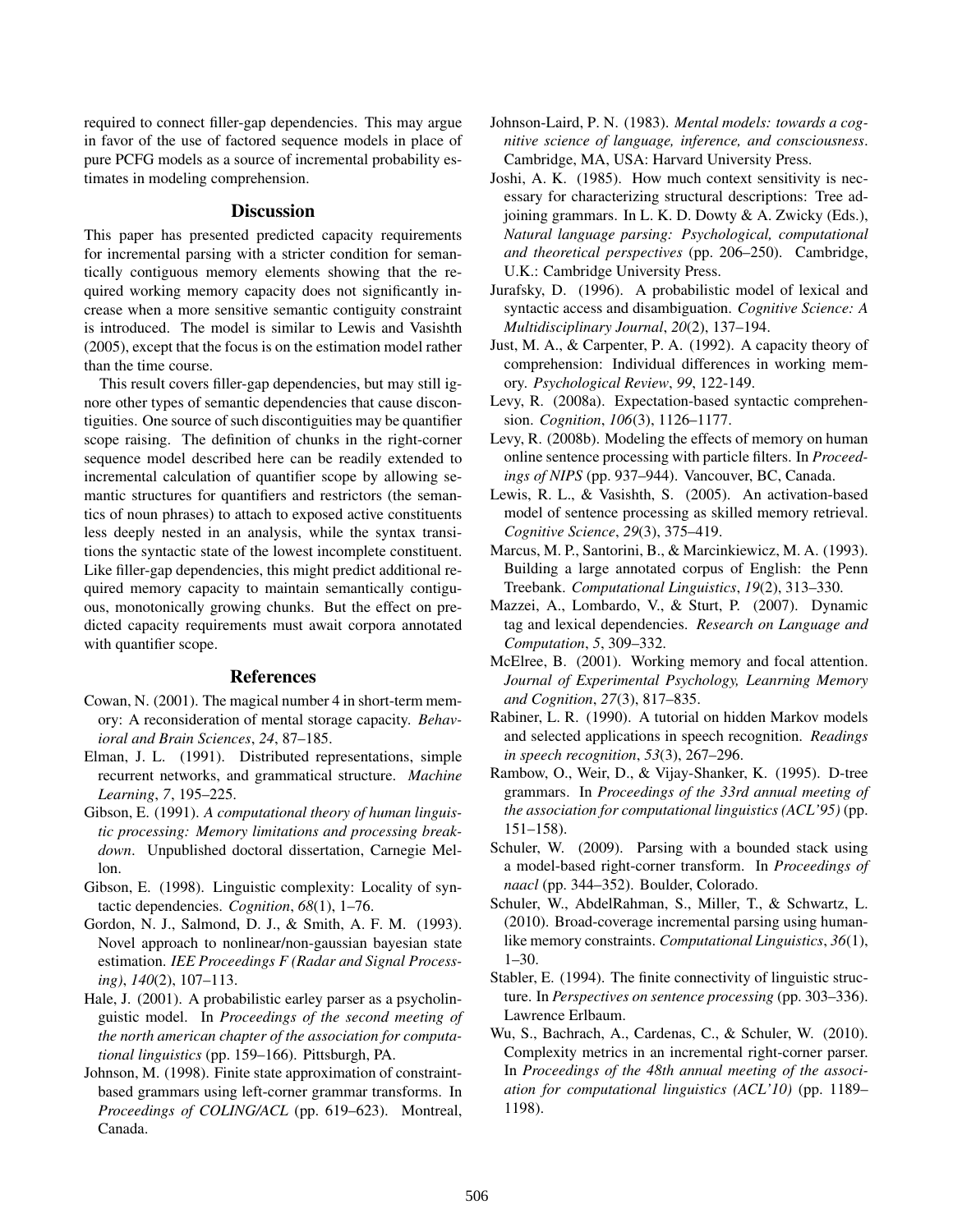required to connect filler-gap dependencies. This may argue in favor of the use of factored sequence models in place of pure PCFG models as a source of incremental probability estimates in modeling comprehension.

## Discussion

This paper has presented predicted capacity requirements for incremental parsing with a stricter condition for semantically contiguous memory elements showing that the required working memory capacity does not significantly increase when a more sensitive semantic contiguity constraint is introduced. The model is similar to Lewis and Vasishth (2005), except that the focus is on the estimation model rather than the time course.

This result covers filler-gap dependencies, but may still ignore other types of semantic dependencies that cause discontiguities. One source of such discontiguities may be quantifier scope raising. The definition of chunks in the right-corner sequence model described here can be readily extended to incremental calculation of quantifier scope by allowing semantic structures for quantifiers and restrictors (the semantics of noun phrases) to attach to exposed active constituents less deeply nested in an analysis, while the syntax transitions the syntactic state of the lowest incomplete constituent. Like filler-gap dependencies, this might predict additional required memory capacity to maintain semantically contiguous, monotonically growing chunks. But the effect on predicted capacity requirements must await corpora annotated with quantifier scope.

## References

Cowan, N. (2001). The magical number 4 in short-term memory: A reconsideration of mental storage capacity. *Behavioral and Brain Sciences*, *24*, 87–185.

Elman, J. L. (1991). Distributed representations, simple recurrent networks, and grammatical structure. *Machine Learning*, *7*, 195–225.

Gibson, E. (1991). *A computational theory of human linguistic processing: Memory limitations and processing breakdown*. Unpublished doctoral dissertation, Carnegie Mellon.

Gibson, E. (1998). Linguistic complexity: Locality of syntactic dependencies. *Cognition*, *68*(1), 1–76.

Gordon, N. J., Salmond, D. J., & Smith, A. F. M. (1993). Novel approach to nonlinear/non-gaussian bayesian state estimation. *IEE Proceedings F (Radar and Signal Processing)*, *140*(2), 107–113.

Hale, J. (2001). A probabilistic earley parser as a psycholinguistic model. In *Proceedings of the second meeting of the north american chapter of the association for computational linguistics* (pp. 159–166). Pittsburgh, PA.

Johnson, M. (1998). Finite state approximation of constraint-based grammars using left-corner grammar transforms. In *Proceedings of COLING/ACL* (pp. 619–623). Montreal, Canada.

Johnson-Laird, P. N. (1983). *Mental models: towards a cognitive science of language, inference, and consciousness*. Cambridge, MA, USA: Harvard University Press.

Joshi, A. K. (1985). How much context sensitivity is necessary for characterizing structural descriptions: Tree adjoining grammars. In L. K. D. Dowty & A. Zwicky (Eds.), *Natural language parsing: Psychological, computational and theoretical perspectives* (pp. 206–250). Cambridge, U.K.: Cambridge University Press.

Jurafsky, D. (1996). A probabilistic model of lexical and syntactic access and disambiguation. *Cognitive Science: A Multidisciplinary Journal*, *20*(2), 137–194.

Just, M. A., & Carpenter, P. A. (1992). A capacity theory of comprehension: Individual differences in working memory. *Psychological Review*, *99*, 122-149.

Levy, R. (2008a). Expectation-based syntactic comprehension. *Cognition*, *106*(3), 1126–1177.

Levy, R. (2008b). Modeling the effects of memory on human online sentence processing with particle filters. In *Proceedings of NIPS* (pp. 937–944). Vancouver, BC, Canada.

Lewis, R. L., & Vasishth, S. (2005). An activation-based model of sentence processing as skilled memory retrieval. *Cognitive Science*, *29*(3), 375–419.

Marcus, M. P., Santorini, B., & Marcinkiewicz, M. A. (1993). Building a large annotated corpus of English: the Penn Treebank. *Computational Linguistics*, *19*(2), 313–330.

Mazzei, A., Lombardo, V., & Sturt, P. (2007). Dynamic tag and lexical dependencies. *Research on Language and Computation*, *5*, 309–332.

McElree, B. (2001). Working memory and focal attention. *Journal of Experimental Psychology, Leanrning Memory and Cognition*, *27*(3), 817–835.

Rabiner, L. R. (1990). A tutorial on hidden Markov models and selected applications in speech recognition. *Readings in speech recognition*, *53*(3), 267–296.

Rambow, O., Weir, D., & Vijay-Shanker, K. (1995). D-tree grammars. In *Proceedings of the 33rd annual meeting of the association for computational linguistics (ACL'95)* (pp. 151–158).

Schuler, W. (2009). Parsing with a bounded stack using a model-based right-corner transform. In *Proceedings of naacl* (pp. 344–352). Boulder, Colorado.

Schuler, W., AbdelRahman, S., Miller, T., & Schwartz, L. (2010). Broad-coverage incremental parsing using human-like memory constraints. *Computational Linguistics*, *36*(1), 1–30.

Stabler, E. (1994). The finite connectivity of linguistic structure. In *Perspectives on sentence processing* (pp. 303–336). Lawrence Erlbaum.

Wu, S., Bachrach, A., Cardenas, C., & Schuler, W. (2010). Complexity metrics in an incremental right-corner parser. In *Proceedings of the 48th annual meeting of the association for computational linguistics (ACL'10)* (pp. 1189–1198).